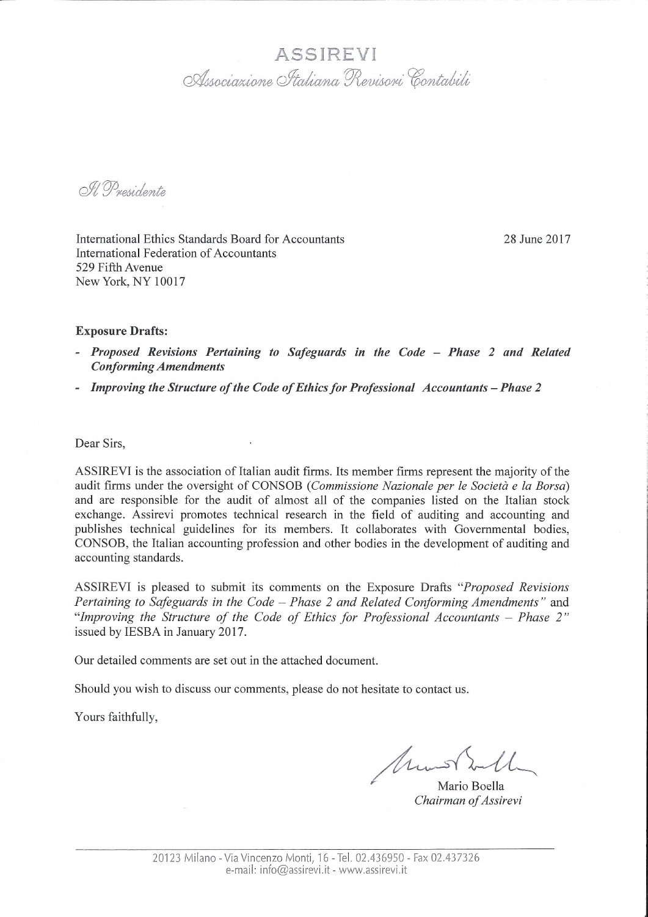# ASSIREVI

*Associazione Italiana Revisori Contabili*

*Il Presidente*

International Ethics Standards Board for Accountants
International Federation of Accountants
529 Fifth Avenue
New York, NY 10017

28 June 2017

**Exposure Drafts:**

- ***Proposed Revisions Pertaining to Safeguards in the Code – Phase 2 and Related Conforming Amendments***
- ***Improving the Structure of the Code of Ethics for Professional Accountants – Phase 2***

Dear Sirs,

ASSIREVI is the association of Italian audit firms. Its member firms represent the majority of the audit firms under the oversight of CONSOB (*Commissione Nazionale per le Società e la Borsa*) and are responsible for the audit of almost all of the companies listed on the Italian stock exchange. Assirevi promotes technical research in the field of auditing and accounting and publishes technical guidelines for its members. It collaborates with Governmental bodies, CONSOB, the Italian accounting profession and other bodies in the development of auditing and accounting standards.

ASSIREVI is pleased to submit its comments on the Exposure Drafts "*Proposed Revisions Pertaining to Safeguards in the Code – Phase 2 and Related Conforming Amendments*" and "*Improving the Structure of the Code of Ethics for Professional Accountants – Phase 2*" issued by IESBA in January 2017.

Our detailed comments are set out in the attached document.

Should you wish to discuss our comments, please do not hesitate to contact us.

Yours faithfully,

Mario Boella
*Chairman of Assirevi*

20123 Milano - Via Vincenzo Monti, 16 - Tel. 02.436950 - Fax 02.437326
e-mail: info@assirevi.it - www.assirevi.it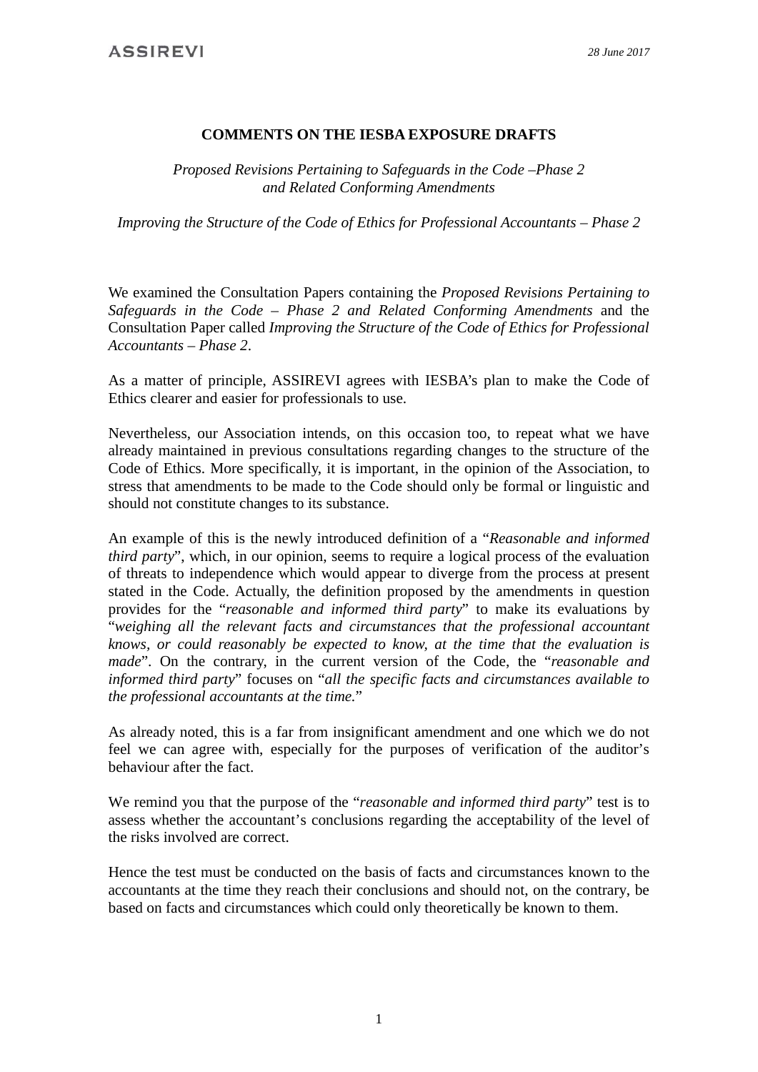**COMMENTS ON THE IESBA EXPOSURE DRAFTS**

*Proposed Revisions Pertaining to Safeguards in the Code –Phase 2 and Related Conforming Amendments*

*Improving the Structure of the Code of Ethics for Professional Accountants – Phase 2*

We examined the Consultation Papers containing the *Proposed Revisions Pertaining to Safeguards in the Code – Phase 2 and Related Conforming Amendments* and the Consultation Paper called *Improving the Structure of the Code of Ethics for Professional Accountants – Phase 2*.

As a matter of principle, ASSIREVI agrees with IESBA's plan to make the Code of Ethics clearer and easier for professionals to use.

Nevertheless, our Association intends, on this occasion too, to repeat what we have already maintained in previous consultations regarding changes to the structure of the Code of Ethics. More specifically, it is important, in the opinion of the Association, to stress that amendments to be made to the Code should only be formal or linguistic and should not constitute changes to its substance.

An example of this is the newly introduced definition of a "*Reasonable and informed third party*", which, in our opinion, seems to require a logical process of the evaluation of threats to independence which would appear to diverge from the process at present stated in the Code. Actually, the definition proposed by the amendments in question provides for the "*reasonable and informed third party*" to make its evaluations by "*weighing all the relevant facts and circumstances that the professional accountant knows, or could reasonably be expected to know, at the time that the evaluation is made*". On the contrary, in the current version of the Code, the "*reasonable and informed third party*" focuses on "*all the specific facts and circumstances available to the professional accountants at the time.*"

As already noted, this is a far from insignificant amendment and one which we do not feel we can agree with, especially for the purposes of verification of the auditor's behaviour after the fact.

We remind you that the purpose of the "*reasonable and informed third party*" test is to assess whether the accountant's conclusions regarding the acceptability of the level of the risks involved are correct.

Hence the test must be conducted on the basis of facts and circumstances known to the accountants at the time they reach their conclusions and should not, on the contrary, be based on facts and circumstances which could only theoretically be known to them.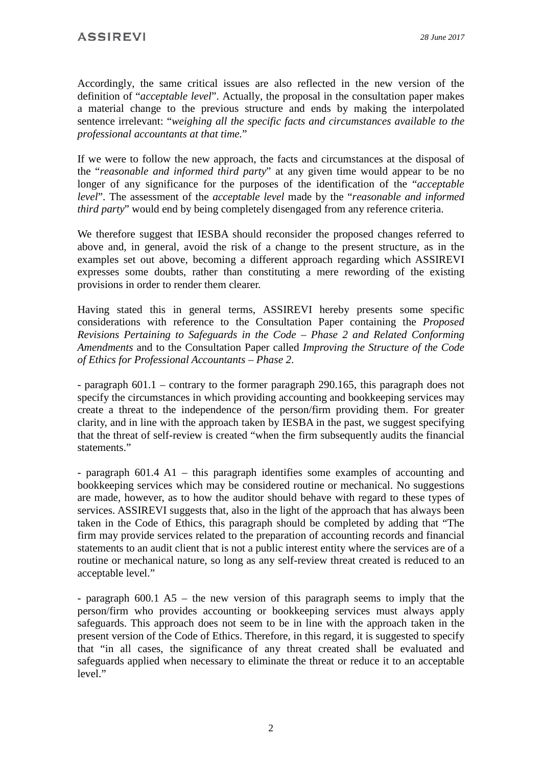Accordingly, the same critical issues are also reflected in the new version of the definition of "*acceptable level*". Actually, the proposal in the consultation paper makes a material change to the previous structure and ends by making the interpolated sentence irrelevant: "*weighing all the specific facts and circumstances available to the professional accountants at that time.*"

If we were to follow the new approach, the facts and circumstances at the disposal of the "*reasonable and informed third party*" at any given time would appear to be no longer of any significance for the purposes of the identification of the "*acceptable level*". The assessment of the *acceptable level* made by the "*reasonable and informed third party*" would end by being completely disengaged from any reference criteria.

We therefore suggest that IESBA should reconsider the proposed changes referred to above and, in general, avoid the risk of a change to the present structure, as in the examples set out above, becoming a different approach regarding which ASSIREVI expresses some doubts, rather than constituting a mere rewording of the existing provisions in order to render them clearer.

Having stated this in general terms, ASSIREVI hereby presents some specific considerations with reference to the Consultation Paper containing the *Proposed Revisions Pertaining to Safeguards in the Code – Phase 2 and Related Conforming Amendments* and to the Consultation Paper called *Improving the Structure of the Code of Ethics for Professional Accountants – Phase 2*.

- paragraph 601.1 – contrary to the former paragraph 290.165, this paragraph does not specify the circumstances in which providing accounting and bookkeeping services may create a threat to the independence of the person/firm providing them. For greater clarity, and in line with the approach taken by IESBA in the past, we suggest specifying that the threat of self-review is created "when the firm subsequently audits the financial statements."

- paragraph 601.4 A1 – this paragraph identifies some examples of accounting and bookkeeping services which may be considered routine or mechanical. No suggestions are made, however, as to how the auditor should behave with regard to these types of services. ASSIREVI suggests that, also in the light of the approach that has always been taken in the Code of Ethics, this paragraph should be completed by adding that "The firm may provide services related to the preparation of accounting records and financial statements to an audit client that is not a public interest entity where the services are of a routine or mechanical nature, so long as any self-review threat created is reduced to an acceptable level."

- paragraph 600.1 A5 – the new version of this paragraph seems to imply that the person/firm who provides accounting or bookkeeping services must always apply safeguards. This approach does not seem to be in line with the approach taken in the present version of the Code of Ethics. Therefore, in this regard, it is suggested to specify that "in all cases, the significance of any threat created shall be evaluated and safeguards applied when necessary to eliminate the threat or reduce it to an acceptable level."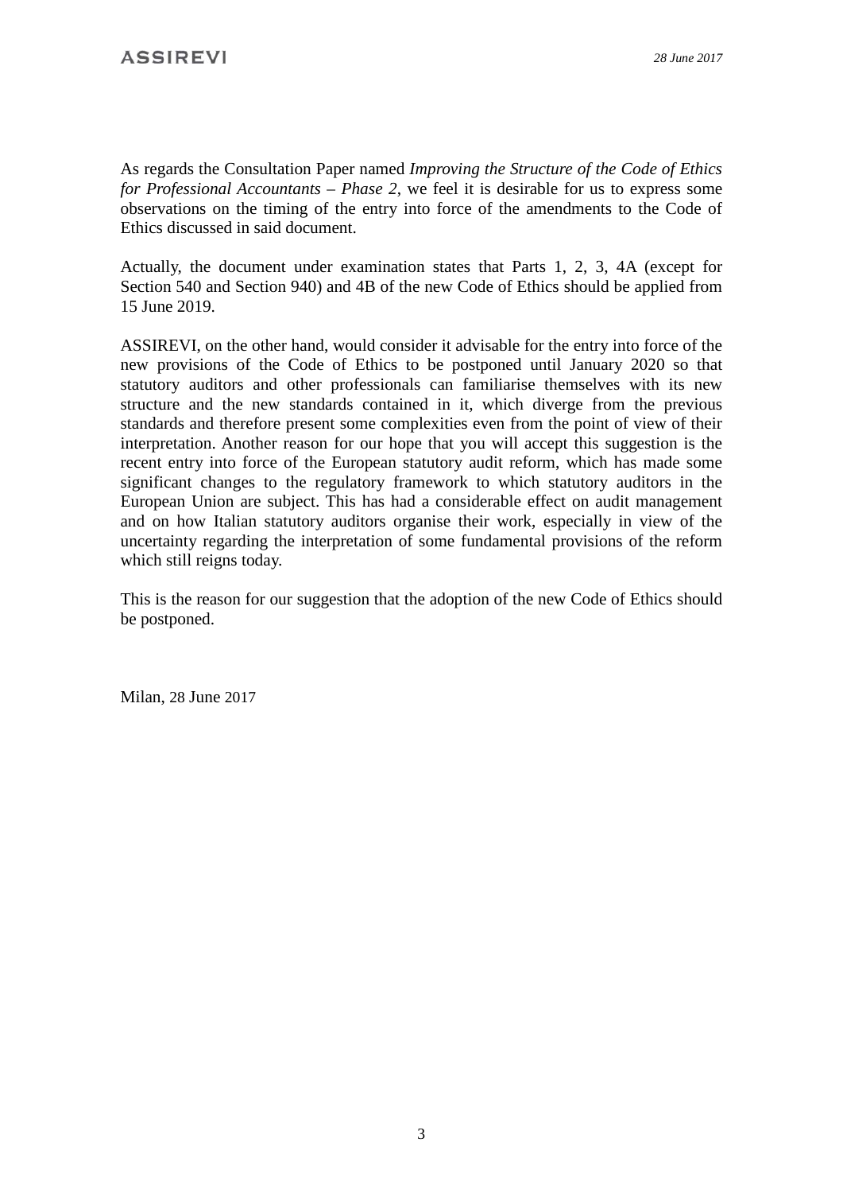As regards the Consultation Paper named *Improving the Structure of the Code of Ethics for Professional Accountants – Phase 2*, we feel it is desirable for us to express some observations on the timing of the entry into force of the amendments to the Code of Ethics discussed in said document.

Actually, the document under examination states that Parts 1, 2, 3, 4A (except for Section 540 and Section 940) and 4B of the new Code of Ethics should be applied from 15 June 2019.

ASSIREVI, on the other hand, would consider it advisable for the entry into force of the new provisions of the Code of Ethics to be postponed until January 2020 so that statutory auditors and other professionals can familiarise themselves with its new structure and the new standards contained in it, which diverge from the previous standards and therefore present some complexities even from the point of view of their interpretation. Another reason for our hope that you will accept this suggestion is the recent entry into force of the European statutory audit reform, which has made some significant changes to the regulatory framework to which statutory auditors in the European Union are subject. This has had a considerable effect on audit management and on how Italian statutory auditors organise their work, especially in view of the uncertainty regarding the interpretation of some fundamental provisions of the reform which still reigns today.

This is the reason for our suggestion that the adoption of the new Code of Ethics should be postponed.

Milan, 28 June 2017